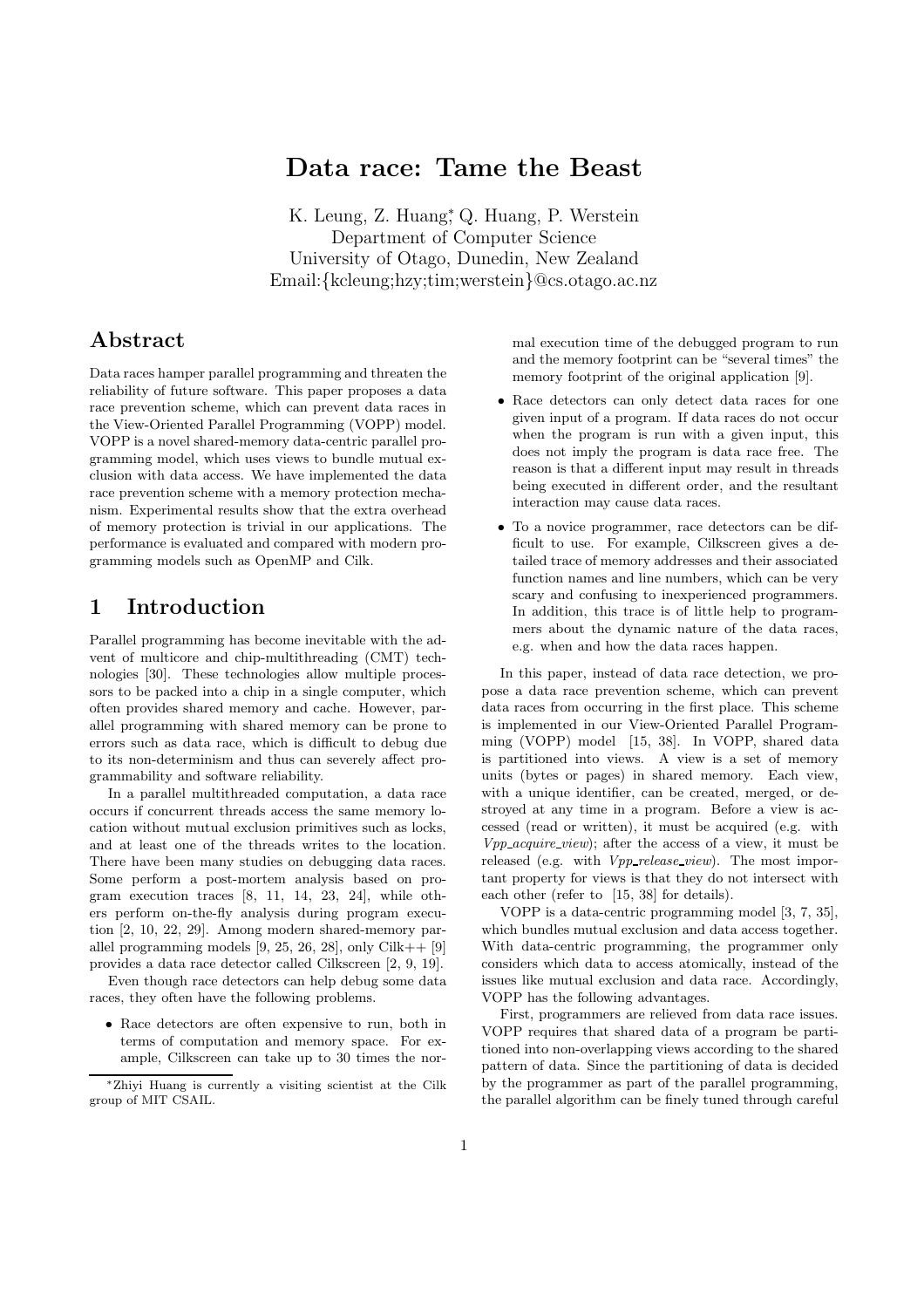# Data race: Tame the Beast

K. Leung, Z. Huang[*] Q. Huang, P. Werstein
Department of Computer Science
University of Otago, Dunedin, New Zealand
Email:{kcleung;hzy;tim;werstein}@cs.otago.ac.nz

## Abstract

Data races hamper parallel programming and threaten the reliability of future software. This paper proposes a data race prevention scheme, which can prevent data races in the View-Oriented Parallel Programming (VOPP) model. VOPP is a novel shared-memory data-centric parallel programming model, which uses views to bundle mutual exclusion with data access. We have implemented the data race prevention scheme with a memory protection mechanism. Experimental results show that the extra overhead of memory protection is trivial in our applications. The performance is evaluated and compared with modern programming models such as OpenMP and Cilk.

## 1 Introduction

Parallel programming has become inevitable with the advent of multicore and chip-multithreading (CMT) technologies [30]. These technologies allow multiple processors to be packed into a chip in a single computer, which often provides shared memory and cache. However, parallel programming with shared memory can be prone to errors such as data race, which is difficult to debug due to its non-determinism and thus can severely affect programmability and software reliability.

In a parallel multithreaded computation, a data race occurs if concurrent threads access the same memory location without mutual exclusion primitives such as locks, and at least one of the threads writes to the location. There have been many studies on debugging data races. Some perform a post-mortem analysis based on program execution traces [8, 11, 14, 23, 24], while others perform on-the-fly analysis during program execution [2, 10, 22, 29]. Among modern shared-memory parallel programming models [9, 25, 26, 28], only Cilk++ [9] provides a data race detector called Cilkscreen [2, 9, 19].

Even though race detectors can help debug some data races, they often have the following problems.

- Race detectors are often expensive to run, both in terms of computation and memory space. For example, Cilkscreen can take up to 30 times the normal execution time of the debugged program to run and the memory footprint can be "several times" the memory footprint of the original application [9].
- Race detectors can only detect data races for one given input of a program. If data races do not occur when the program is run with a given input, this does not imply the program is data race free. The reason is that a different input may result in threads being executed in different order, and the resultant interaction may cause data races.
- To a novice programmer, race detectors can be difficult to use. For example, Cilkscreen gives a detailed trace of memory addresses and their associated function names and line numbers, which can be very scary and confusing to inexperienced programmers. In addition, this trace is of little help to programmers about the dynamic nature of the data races, e.g. when and how the data races happen.

In this paper, instead of data race detection, we propose a data race prevention scheme, which can prevent data races from occurring in the first place. This scheme is implemented in our View-Oriented Parallel Programming (VOPP) model [15, 38]. In VOPP, shared data is partitioned into views. A view is a set of memory units (bytes or pages) in shared memory. Each view, with a unique identifier, can be created, merged, or destroyed at any time in a program. Before a view is accessed (read or written), it must be acquired (e.g. with *Vpp_acquire_view*); after the access of a view, it must be released (e.g. with *Vpp_release_view*). The most important property for views is that they do not intersect with each other (refer to [15, 38] for details).

VOPP is a data-centric programming model [3, 7, 35], which bundles mutual exclusion and data access together. With data-centric programming, the programmer only considers which data to access atomically, instead of the issues like mutual exclusion and data race. Accordingly, VOPP has the following advantages.

First, programmers are relieved from data race issues. VOPP requires that shared data of a program be partitioned into non-overlapping views according to the shared pattern of data. Since the partitioning of data is decided by the programmer as part of the parallel programming, the parallel algorithm can be finely tuned through careful

[*] Zhiyi Huang is currently a visiting scientist at the Cilk group of MIT CSAIL.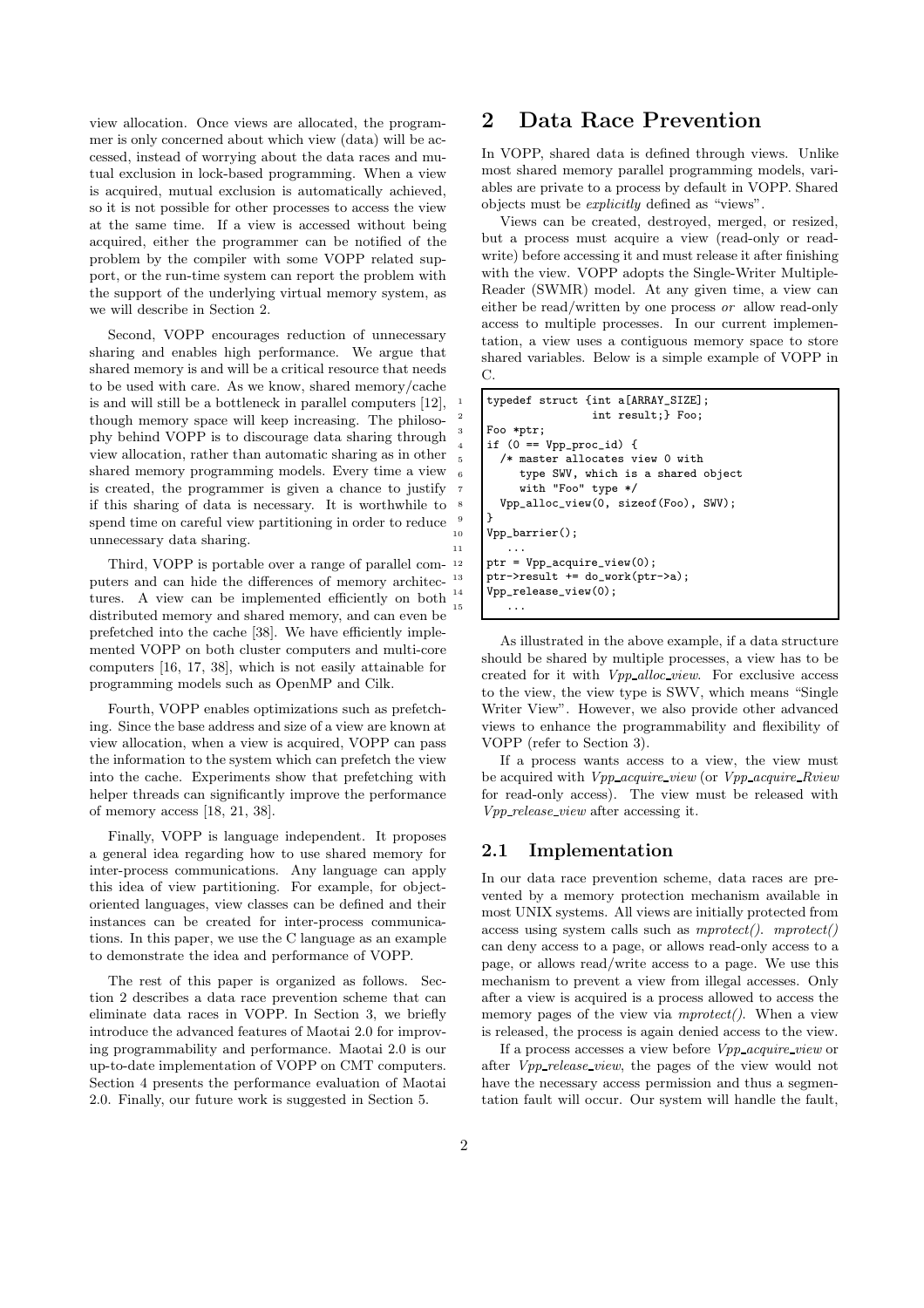view allocation. Once views are allocated, the programmer is only concerned about which view (data) will be accessed, instead of worrying about the data races and mutual exclusion in lock-based programming. When a view is acquired, mutual exclusion is automatically achieved, so it is not possible for other processes to access the view at the same time. If a view is accessed without being acquired, either the programmer can be notified of the problem by the compiler with some VOPP related support, or the run-time system can report the problem with the support of the underlying virtual memory system, as we will describe in Section 2.

Second, VOPP encourages reduction of unnecessary sharing and enables high performance. We argue that shared memory is and will be a critical resource that needs to be used with care. As we know, shared memory/cache is and will still be a bottleneck in parallel computers [12], though memory space will keep increasing. The philosophy behind VOPP is to discourage data sharing through view allocation, rather than automatic sharing as in other shared memory programming models. Every time a view is created, the programmer is given a chance to justify if this sharing of data is necessary. It is worthwhile to spend time on careful view partitioning in order to reduce unnecessary data sharing.

Third, VOPP is portable over a range of parallel computers and can hide the differences of memory architectures. A view can be implemented efficiently on both distributed memory and shared memory, and can even be prefetched into the cache [38]. We have efficiently implemented VOPP on both cluster computers and multi-core computers [16, 17, 38], which is not easily attainable for programming models such as OpenMP and Cilk.

Fourth, VOPP enables optimizations such as prefetching. Since the base address and size of a view are known at view allocation, when a view is acquired, VOPP can pass the information to the system which can prefetch the view into the cache. Experiments show that prefetching with helper threads can significantly improve the performance of memory access [18, 21, 38].

Finally, VOPP is language independent. It proposes a general idea regarding how to use shared memory for inter-process communications. Any language can apply this idea of view partitioning. For example, for object-oriented languages, view classes can be defined and their instances can be created for inter-process communications. In this paper, we use the C language as an example to demonstrate the idea and performance of VOPP.

The rest of this paper is organized as follows. Section 2 describes a data race prevention scheme that can eliminate data races in VOPP. In Section 3, we briefly introduce the advanced features of Maotai 2.0 for improving programmability and performance. Maotai 2.0 is our up-to-date implementation of VOPP on CMT computers. Section 4 presents the performance evaluation of Maotai 2.0. Finally, our future work is suggested in Section 5.

# 2 Data Race Prevention

In VOPP, shared data is defined through views. Unlike most shared memory parallel programming models, variables are private to a process by default in VOPP. Shared objects must be *explicitly* defined as "views".

Views can be created, destroyed, merged, or resized, but a process must acquire a view (read-only or read-write) before accessing it and must release it after finishing with the view. VOPP adopts the Single-Writer Multiple-Reader (SWMR) model. At any given time, a view can either be read/written by one process *or* allow read-only access to multiple processes. In our current implementation, a view uses a contiguous memory space to store shared variables. Below is a simple example of VOPP in C.

```
typedef struct {int a[ARRAY_SIZE];
                int result;} Foo;
Foo *ptr;
if (0 == Vpp_proc_id) {
  /* master allocates view 0 with
     type SWV, which is a shared object
     with "Foo" type */
  Vpp_alloc_view(0, sizeof(Foo), SWV);
}
Vpp_barrier();
   ...
ptr = Vpp_acquire_view(0);
ptr->result += do_work(ptr->a);
Vpp_release_view(0);
   ...
```

As illustrated in the above example, if a data structure should be shared by multiple processes, a view has to be created for it with *Vpp_alloc_view*. For exclusive access to the view, the view type is SWV, which means "Single Writer View". However, we also provide other advanced views to enhance the programmability and flexibility of VOPP (refer to Section 3).

If a process wants access to a view, the view must be acquired with *Vpp_acquire_view* (or *Vpp_acquire_Rview* for read-only access). The view must be released with *Vpp_release_view* after accessing it.

## 2.1 Implementation

In our data race prevention scheme, data races are prevented by a memory protection mechanism available in most UNIX systems. All views are initially protected from access using system calls such as *mprotect()*. *mprotect()* can deny access to a page, or allows read-only access to a page, or allows read/write access to a page. We use this mechanism to prevent a view from illegal accesses. Only after a view is acquired is a process allowed to access the memory pages of the view via *mprotect()*. When a view is released, the process is again denied access to the view.

If a process accesses a view before *Vpp_acquire_view* or after *Vpp_release_view*, the pages of the view would not have the necessary access permission and thus a segmentation fault will occur. Our system will handle the fault,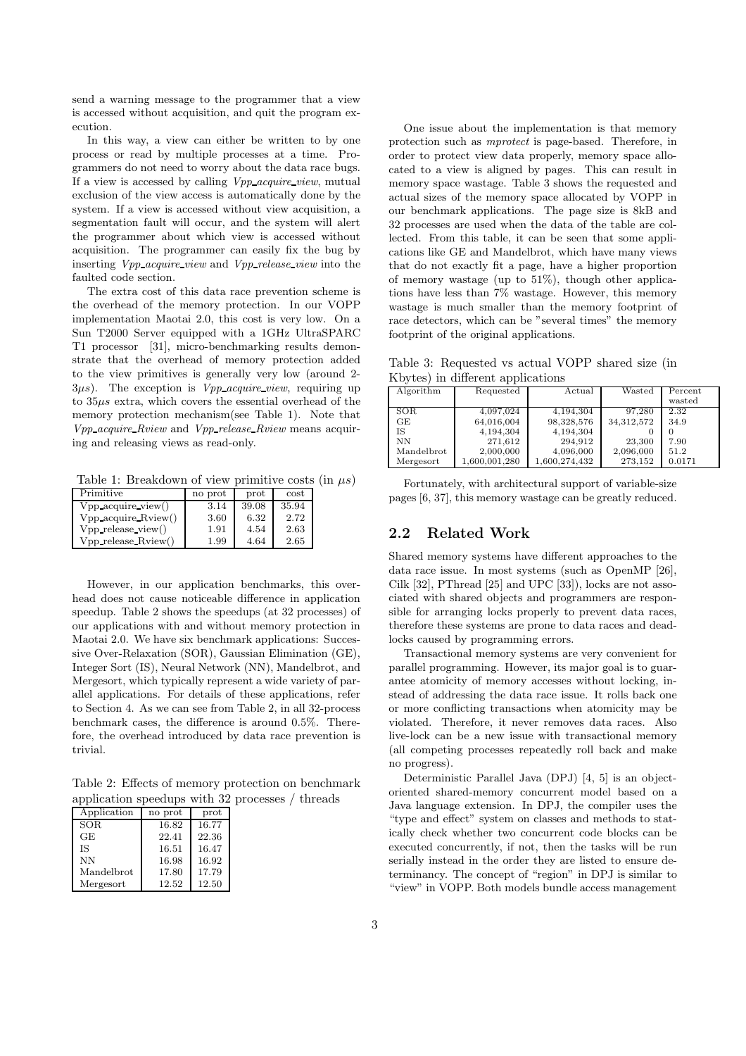send a warning message to the programmer that a view is accessed without acquisition, and quit the program execution.

In this way, a view can either be written to by one process or read by multiple processes at a time. Programmers do not need to worry about the data race bugs. If a view is accessed by calling *Vpp_acquire_view*, mutual exclusion of the view access is automatically done by the system. If a view is accessed without view acquisition, a segmentation fault will occur, and the system will alert the programmer about which view is accessed without acquisition. The programmer can easily fix the bug by inserting *Vpp_acquire_view* and *Vpp_release_view* into the faulted code section.

The extra cost of this data race prevention scheme is the overhead of the memory protection. In our VOPP implementation Maotai 2.0, this cost is very low. On a Sun T2000 Server equipped with a 1GHz UltraSPARC T1 processor [31], micro-benchmarking results demonstrate that the overhead of memory protection added to the view primitives is generally very low (around 2-$3\mu s$). The exception is *Vpp_acquire_view*, requiring up to $35\mu s$ extra, which covers the essential overhead of the memory protection mechanism(see Table 1). Note that *Vpp_acquire_Rview* and *Vpp_release_Rview* means acquiring and releasing views as read-only.

Table 1: Breakdown of view primitive costs (in $\mu s$)

| Primitive | no prot | prot | cost |
|---|---|---|---|
| Vpp_acquire_view() | 3.14 | 39.08 | 35.94 |
| Vpp_acquire_Rview() | 3.60 | 6.32 | 2.72 |
| Vpp_release_view() | 1.91 | 4.54 | 2.63 |
| Vpp_release_Rview() | 1.99 | 4.64 | 2.65 |

However, in our application benchmarks, this overhead does not cause noticeable difference in application speedup. Table 2 shows the speedups (at 32 processes) of our applications with and without memory protection in Maotai 2.0. We have six benchmark applications: Successive Over-Relaxation (SOR), Gaussian Elimination (GE), Integer Sort (IS), Neural Network (NN), Mandelbrot, and Mergesort, which typically represent a wide variety of parallel applications. For details of these applications, refer to Section 4. As we can see from Table 2, in all 32-process benchmark cases, the difference is around 0.5%. Therefore, the overhead introduced by data race prevention is trivial.

Table 2: Effects of memory protection on benchmark application speedups with 32 processes / threads

| Application | no prot | prot |
|---|---|---|
| SOR | 16.82 | 16.77 |
| GE | 22.41 | 22.36 |
| IS | 16.51 | 16.47 |
| NN | 16.98 | 16.92 |
| Mandelbrot | 17.80 | 17.79 |
| Mergesort | 12.52 | 12.50 |

One issue about the implementation is that memory protection such as *mprotect* is page-based. Therefore, in order to protect view data properly, memory space allocated to a view is aligned by pages. This can result in memory space wastage. Table 3 shows the requested and actual sizes of the memory space allocated by VOPP in our benchmark applications. The page size is 8kB and 32 processes are used when the data of the table are collected. From this table, it can be seen that some applications like GE and Mandelbrot, which have many views that do not exactly fit a page, have a higher proportion of memory wastage (up to 51%), though other applications have less than 7% wastage. However, this memory wastage is much smaller than the memory footprint of race detectors, which can be "several times" the memory footprint of the original applications.

Table 3: Requested vs actual VOPP shared size (in Kbytes) in different applications

| Algorithm | Requested | Actual | Wasted | Percent wasted |
|---|---|---|---|---|
| SOR | 4,097,024 | 4,194,304 | 97,280 | 2.32 |
| GE | 64,016,004 | 98,328,576 | 34,312,572 | 34.9 |
| IS | 4,194,304 | 4,194,304 | 0 | 0 |
| NN | 271,612 | 294,912 | 23,300 | 7.90 |
| Mandelbrot | 2,000,000 | 4,096,000 | 2,096,000 | 51.2 |
| Mergesort | 1,600,001,280 | 1,600,274,432 | 273,152 | 0.0171 |

Fortunately, with architectural support of variable-size pages [6, 37], this memory wastage can be greatly reduced.

## 2.2 Related Work

Shared memory systems have different approaches to the data race issue. In most systems (such as OpenMP [26], Cilk [32], PThread [25] and UPC [33]), locks are not associated with shared objects and programmers are responsible for arranging locks properly to prevent data races, therefore these systems are prone to data races and deadlocks caused by programming errors.

Transactional memory systems are very convenient for parallel programming. However, its major goal is to guarantee atomicity of memory accesses without locking, instead of addressing the data race issue. It rolls back one or more conflicting transactions when atomicity may be violated. Therefore, it never removes data races. Also live-lock can be a new issue with transactional memory (all competing processes repeatedly roll back and make no progress).

Deterministic Parallel Java (DPJ) [4, 5] is an object-oriented shared-memory concurrent model based on a Java language extension. In DPJ, the compiler uses the "type and effect" system on classes and methods to statically check whether two concurrent code blocks can be executed concurrently, if not, then the tasks will be run serially instead in the order they are listed to ensure determinancy. The concept of "region" in DPJ is similar to "view" in VOPP. Both models bundle access management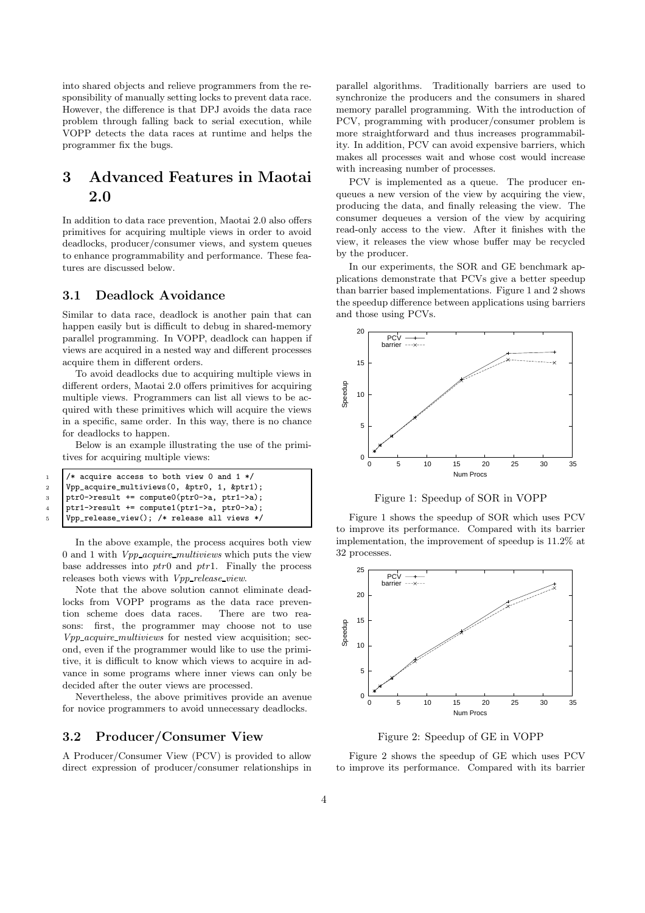into shared objects and relieve programmers from the responsibility of manually setting locks to prevent data race. However, the difference is that DPJ avoids the data race problem through falling back to serial execution, while VOPP detects the data races at runtime and helps the programmer fix the bugs.

# 3 Advanced Features in Maotai 2.0

In addition to data race prevention, Maotai 2.0 also offers primitives for acquiring multiple views in order to avoid deadlocks, producer/consumer views, and system queues to enhance programmability and performance. These features are discussed below.

## 3.1 Deadlock Avoidance

Similar to data race, deadlock is another pain that can happen easily but is difficult to debug in shared-memory parallel programming. In VOPP, deadlock can happen if views are acquired in a nested way and different processes acquire them in different orders.

To avoid deadlocks due to acquiring multiple views in different orders, Maotai 2.0 offers primitives for acquiring multiple views. Programmers can list all views to be acquired with these primitives which will acquire the views in a specific, same order. In this way, there is no chance for deadlocks to happen.

Below is an example illustrating the use of the primitives for acquiring multiple views:

```
/* acquire access to both view 0 and 1 */
Vpp_acquire_multiviews(0, &ptr0, 1, &ptr1);
ptr0->result += compute0(ptr0->a, ptr1->a);
ptr1->result += compute1(ptr1->a, ptr0->a);
Vpp_release_view(); /* release all views */
```

In the above example, the process acquires both view 0 and 1 with *Vpp_acquire_multiviews* which puts the view base addresses into *ptr*0 and *ptr*1. Finally the process releases both views with *Vpp_release_view*.

Note that the above solution cannot eliminate deadlocks from VOPP programs as the data race prevention scheme does data races. There are two reasons: first, the programmer may choose not to use *Vpp_acquire_multiviews* for nested view acquisition; second, even if the programmer would like to use the primitive, it is difficult to know which views to acquire in advance in some programs where inner views can only be decided after the outer views are processed.

Nevertheless, the above primitives provide an avenue for novice programmers to avoid unnecessary deadlocks.

## 3.2 Producer/Consumer View

A Producer/Consumer View (PCV) is provided to allow direct expression of producer/consumer relationships in parallel algorithms. Traditionally barriers are used to synchronize the producers and the consumers in shared memory parallel programming. With the introduction of PCV, programming with producer/consumer problem is more straightforward and thus increases programmability. In addition, PCV can avoid expensive barriers, which makes all processes wait and whose cost would increase with increasing number of processes.

PCV is implemented as a queue. The producer enqueues a new version of the view by acquiring the view, producing the data, and finally releasing the view. The consumer dequeues a version of the view by acquiring read-only access to the view. After it finishes with the view, it releases the view whose buffer may be recycled by the producer.

In our experiments, the SOR and GE benchmark applications demonstrate that PCVs give a better speedup than barrier based implementations. Figure 1 and 2 shows the speedup difference between applications using barriers and those using PCVs.

Figure 1: Speedup of SOR in VOPP

Figure 1 shows the speedup of SOR which uses PCV to improve its performance. Compared with its barrier implementation, the improvement of speedup is 11.2% at 32 processes.

Figure 2: Speedup of GE in VOPP

Figure 2 shows the speedup of GE which uses PCV to improve its performance. Compared with its barrier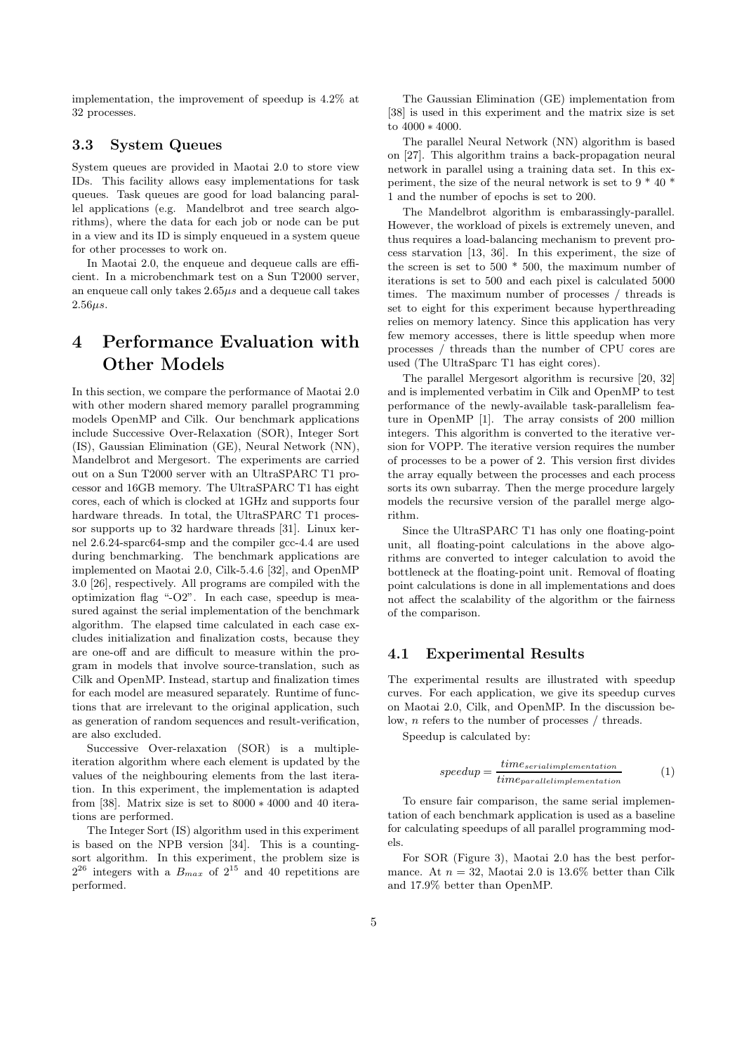implementation, the improvement of speedup is 4.2% at 32 processes.

### 3.3 System Queues

System queues are provided in Maotai 2.0 to store view IDs. This facility allows easy implementations for task queues. Task queues are good for load balancing parallel applications (e.g. Mandelbrot and tree search algorithms), where the data for each job or node can be put in a view and its ID is simply enqueued in a system queue for other processes to work on.

In Maotai 2.0, the enqueue and dequeue calls are efficient. In a microbenchmark test on a Sun T2000 server, an enqueue call only takes $2.65\mu s$ and a dequeue call takes $2.56\mu s$.

## 4 Performance Evaluation with Other Models

In this section, we compare the performance of Maotai 2.0 with other modern shared memory parallel programming models OpenMP and Cilk. Our benchmark applications include Successive Over-Relaxation (SOR), Integer Sort (IS), Gaussian Elimination (GE), Neural Network (NN), Mandelbrot and Mergesort. The experiments are carried out on a Sun T2000 server with an UltraSPARC T1 processor and 16GB memory. The UltraSPARC T1 has eight cores, each of which is clocked at 1GHz and supports four hardware threads. In total, the UltraSPARC T1 processor supports up to 32 hardware threads [31]. Linux kernel 2.6.24-sparc64-smp and the compiler gcc-4.4 are used during benchmarking. The benchmark applications are implemented on Maotai 2.0, Cilk-5.4.6 [32], and OpenMP 3.0 [26], respectively. All programs are compiled with the optimization flag "-O2". In each case, speedup is measured against the serial implementation of the benchmark algorithm. The elapsed time calculated in each case excludes initialization and finalization costs, because they are one-off and are difficult to measure within the program in models that involve source-translation, such as Cilk and OpenMP. Instead, startup and finalization times for each model are measured separately. Runtime of functions that are irrelevant to the original application, such as generation of random sequences and result-verification, are also excluded.

Successive Over-relaxation (SOR) is a multiple-iteration algorithm where each element is updated by the values of the neighbouring elements from the last iteration. In this experiment, the implementation is adapted from [38]. Matrix size is set to $8000 * 4000$ and 40 iterations are performed.

The Integer Sort (IS) algorithm used in this experiment is based on the NPB version [34]. This is a counting-sort algorithm. In this experiment, the problem size is $2^{26}$ integers with a $B_{max}$ of $2^{15}$ and 40 repetitions are performed.

The Gaussian Elimination (GE) implementation from [38] is used in this experiment and the matrix size is set to $4000 * 4000$.

The parallel Neural Network (NN) algorithm is based on [27]. This algorithm trains a back-propagation neural network in parallel using a training data set. In this experiment, the size of the neural network is set to 9 * 40 * 1 and the number of epochs is set to 200.

The Mandelbrot algorithm is embarassingly-parallel. However, the workload of pixels is extremely uneven, and thus requires a load-balancing mechanism to prevent process starvation [13, 36]. In this experiment, the size of the screen is set to 500 * 500, the maximum number of iterations is set to 500 and each pixel is calculated 5000 times. The maximum number of processes / threads is set to eight for this experiment because hyperthreading relies on memory latency. Since this application has very few memory accesses, there is little speedup when more processes / threads than the number of CPU cores are used (The UltraSparc T1 has eight cores).

The parallel Mergesort algorithm is recursive [20, 32] and is implemented verbatim in Cilk and OpenMP to test performance of the newly-available task-parallelism feature in OpenMP [1]. The array consists of 200 million integers. This algorithm is converted to the iterative version for VOPP. The iterative version requires the number of processes to be a power of 2. This version first divides the array equally between the processes and each process sorts its own subarray. Then the merge procedure largely models the recursive version of the parallel merge algorithm.

Since the UltraSPARC T1 has only one floating-point unit, all floating-point calculations in the above algorithms are converted to integer calculation to avoid the bottleneck at the floating-point unit. Removal of floating point calculations is done in all implementations and does not affect the scalability of the algorithm or the fairness of the comparison.

### 4.1 Experimental Results

The experimental results are illustrated with speedup curves. For each application, we give its speedup curves on Maotai 2.0, Cilk, and OpenMP. In the discussion below, $n$ refers to the number of processes / threads.

Speedup is calculated by:

$$speedup = \frac{time_{serialimplementation}}{time_{parallelimplementation}} \tag{1}$$

To ensure fair comparison, the same serial implementation of each benchmark application is used as a baseline for calculating speedups of all parallel programming models.

For SOR (Figure 3), Maotai 2.0 has the best performance. At $n = 32$, Maotai 2.0 is 13.6% better than Cilk and 17.9% better than OpenMP.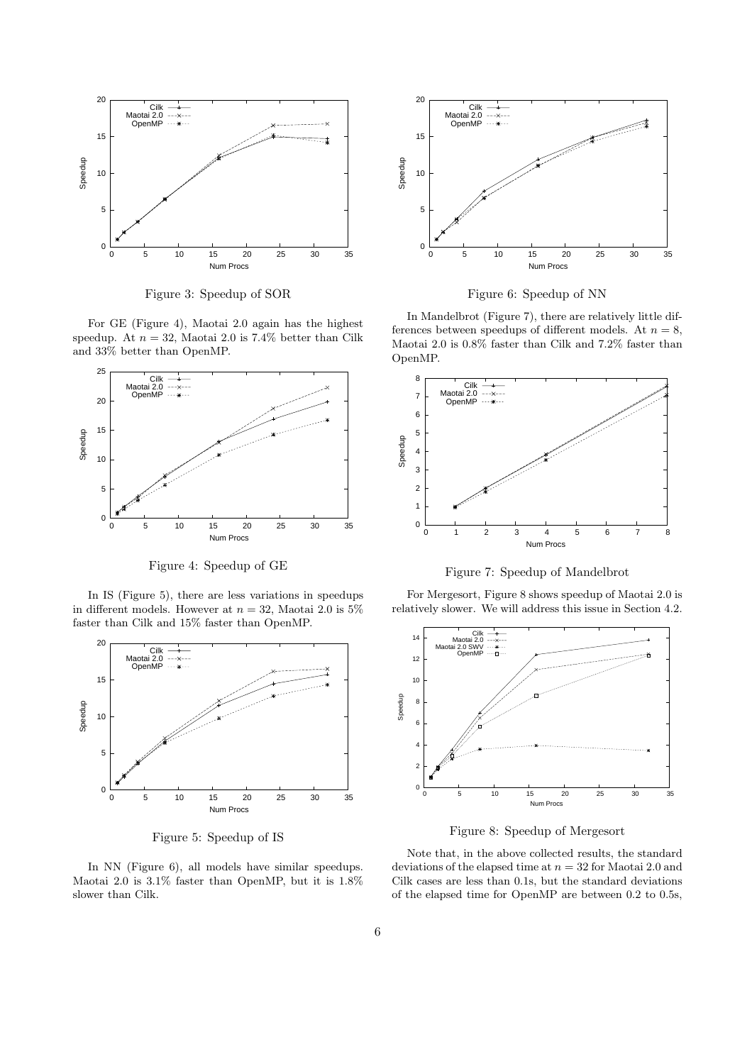Figure 3: Speedup of SOR

For GE (Figure 4), Maotai 2.0 again has the highest speedup. At $n = 32$, Maotai 2.0 is 7.4% better than Cilk and 33% better than OpenMP.

Figure 4: Speedup of GE

In IS (Figure 5), there are less variations in speedups in different models. However at $n = 32$, Maotai 2.0 is 5% faster than Cilk and 15% faster than OpenMP.

Figure 5: Speedup of IS

In NN (Figure 6), all models have similar speedups. Maotai 2.0 is 3.1% faster than OpenMP, but it is 1.8% slower than Cilk.

Figure 6: Speedup of NN

In Mandelbrot (Figure 7), there are relatively little differences between speedups of different models. At $n = 8$, Maotai 2.0 is 0.8% faster than Cilk and 7.2% faster than OpenMP.

Figure 7: Speedup of Mandelbrot

For Mergesort, Figure 8 shows speedup of Maotai 2.0 is relatively slower. We will address this issue in Section 4.2.

Figure 8: Speedup of Mergesort

Note that, in the above collected results, the standard deviations of the elapsed time at $n = 32$ for Maotai 2.0 and Cilk cases are less than 0.1s, but the standard deviations of the elapsed time for OpenMP are between 0.2 to 0.5s,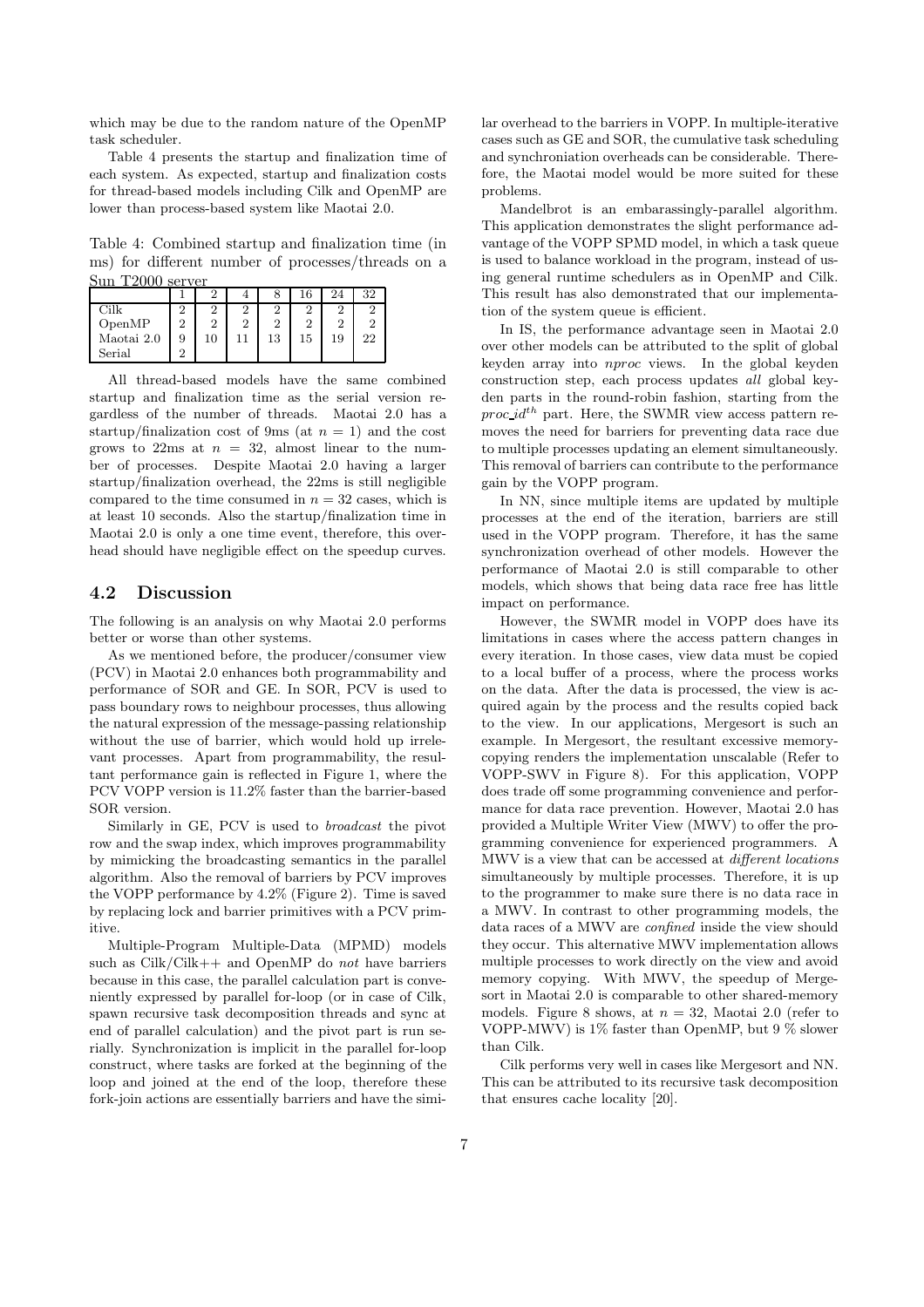which may be due to the random nature of the OpenMP task scheduler.

Table 4 presents the startup and finalization time of each system. As expected, startup and finalization costs for thread-based models including Cilk and OpenMP are lower than process-based system like Maotai 2.0.

Table 4: Combined startup and finalization time (in ms) for different number of processes/threads on a Sun T2000 server

| | 1 | 2 | 4 | 8 | 16 | 24 | 32 |
|---|---|---|---|---|---|---|---|
| Cilk | 2 | 2 | 2 | 2 | 2 | 2 | 2 |
| OpenMP | 2 | 2 | 2 | 2 | 2 | 2 | 2 |
| Maotai 2.0 | 9 | 10 | 11 | 13 | 15 | 19 | 22 |
| Serial | 2 | | | | | | |

All thread-based models have the same combined startup and finalization time as the serial version regardless of the number of threads. Maotai 2.0 has a startup/finalization cost of 9ms (at $n = 1$) and the cost grows to 22ms at $n = 32$, almost linear to the number of processes. Despite Maotai 2.0 having a larger startup/finalization overhead, the 22ms is still negligible compared to the time consumed in $n = 32$ cases, which is at least 10 seconds. Also the startup/finalization time in Maotai 2.0 is only a one time event, therefore, this overhead should have negligible effect on the speedup curves.

## 4.2 Discussion

The following is an analysis on why Maotai 2.0 performs better or worse than other systems.

As we mentioned before, the producer/consumer view (PCV) in Maotai 2.0 enhances both programmability and performance of SOR and GE. In SOR, PCV is used to pass boundary rows to neighbour processes, thus allowing the natural expression of the message-passing relationship without the use of barrier, which would hold up irrelevant processes. Apart from programmability, the resultant performance gain is reflected in Figure 1, where the PCV VOPP version is 11.2% faster than the barrier-based SOR version.

Similarly in GE, PCV is used to *broadcast* the pivot row and the swap index, which improves programmability by mimicking the broadcasting semantics in the parallel algorithm. Also the removal of barriers by PCV improves the VOPP performance by 4.2% (Figure 2). Time is saved by replacing lock and barrier primitives with a PCV primitive.

Multiple-Program Multiple-Data (MPMD) models such as Cilk/Cilk++ and OpenMP do *not* have barriers because in this case, the parallel calculation part is conveniently expressed by parallel for-loop (or in case of Cilk, spawn recursive task decomposition threads and sync at end of parallel calculation) and the pivot part is run serially. Synchronization is implicit in the parallel for-loop construct, where tasks are forked at the beginning of the loop and joined at the end of the loop, therefore these fork-join actions are essentially barriers and have the similar overhead to the barriers in VOPP. In multiple-iterative cases such as GE and SOR, the cumulative task scheduling and synchroniation overheads can be considerable. Therefore, the Maotai model would be more suited for these problems.

Mandelbrot is an embarassingly-parallel algorithm. This application demonstrates the slight performance advantage of the VOPP SPMD model, in which a task queue is used to balance workload in the program, instead of using general runtime schedulers as in OpenMP and Cilk. This result has also demonstrated that our implementation of the system queue is efficient.

In IS, the performance advantage seen in Maotai 2.0 over other models can be attributed to the split of global keyden array into *nproc* views. In the global keyden construction step, each process updates *all* global keyden parts in the round-robin fashion, starting from the $proc\_id^{th}$ part. Here, the SWMR view access pattern removes the need for barriers for preventing data race due to multiple processes updating an element simultaneously. This removal of barriers can contribute to the performance gain by the VOPP program.

In NN, since multiple items are updated by multiple processes at the end of the iteration, barriers are still used in the VOPP program. Therefore, it has the same synchronization overhead of other models. However the performance of Maotai 2.0 is still comparable to other models, which shows that being data race free has little impact on performance.

However, the SWMR model in VOPP does have its limitations in cases where the access pattern changes in every iteration. In those cases, view data must be copied to a local buffer of a process, where the process works on the data. After the data is processed, the view is acquired again by the process and the results copied back to the view. In our applications, Mergesort is such an example. In Mergesort, the resultant excessive memory-copying renders the implementation unscalable (Refer to VOPP-SWV in Figure 8). For this application, VOPP does trade off some programming convenience and performance for data race prevention. However, Maotai 2.0 has provided a Multiple Writer View (MWV) to offer the programming convenience for experienced programmers. A MWV is a view that can be accessed at *different locations* simultaneously by multiple processes. Therefore, it is up to the programmer to make sure there is no data race in a MWV. In contrast to other programming models, the data races of a MWV are *confined* inside the view should they occur. This alternative MWV implementation allows multiple processes to work directly on the view and avoid memory copying. With MWV, the speedup of Mergesort in Maotai 2.0 is comparable to other shared-memory models. Figure 8 shows, at $n = 32$, Maotai 2.0 (refer to VOPP-MWV) is 1% faster than OpenMP, but 9 % slower than Cilk.

Cilk performs very well in cases like Mergesort and NN. This can be attributed to its recursive task decomposition that ensures cache locality [20].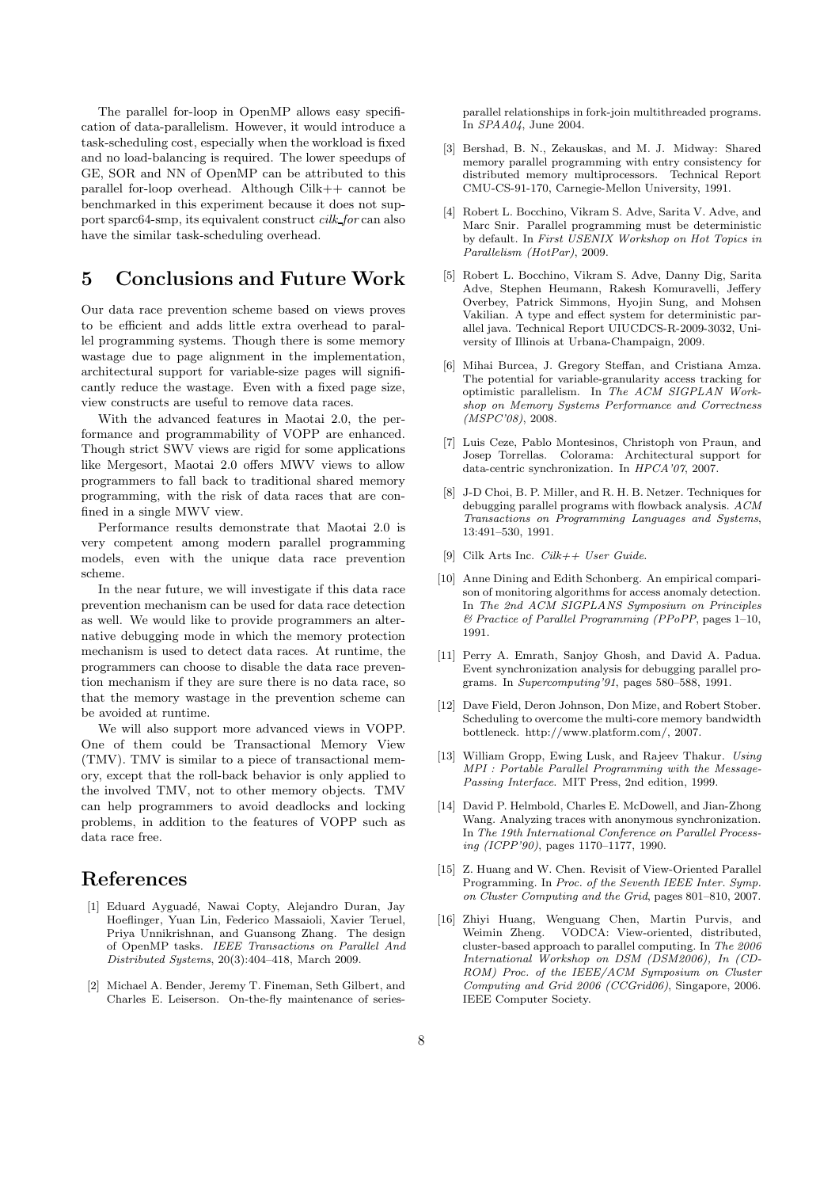The parallel for-loop in OpenMP allows easy specification of data-parallelism. However, it would introduce a task-scheduling cost, especially when the workload is fixed and no load-balancing is required. The lower speedups of GE, SOR and NN of OpenMP can be attributed to this parallel for-loop overhead. Although Cilk++ cannot be benchmarked in this experiment because it does not support sparc64-smp, its equivalent construct *cilk_for* can also have the similar task-scheduling overhead.

## 5 Conclusions and Future Work

Our data race prevention scheme based on views proves to be efficient and adds little extra overhead to parallel programming systems. Though there is some memory wastage due to page alignment in the implementation, architectural support for variable-size pages will significantly reduce the wastage. Even with a fixed page size, view constructs are useful to remove data races.

With the advanced features in Maotai 2.0, the performance and programmability of VOPP are enhanced. Though strict SWV views are rigid for some applications like Mergesort, Maotai 2.0 offers MWV views to allow programmers to fall back to traditional shared memory programming, with the risk of data races that are confined in a single MWV view.

Performance results demonstrate that Maotai 2.0 is very competent among modern parallel programming models, even with the unique data race prevention scheme.

In the near future, we will investigate if this data race prevention mechanism can be used for data race detection as well. We would like to provide programmers an alternative debugging mode in which the memory protection mechanism is used to detect data races. At runtime, the programmers can choose to disable the data race prevention mechanism if they are sure there is no data race, so that the memory wastage in the prevention scheme can be avoided at runtime.

We will also support more advanced views in VOPP. One of them could be Transactional Memory View (TMV). TMV is similar to a piece of transactional memory, except that the roll-back behavior is only applied to the involved TMV, not to other memory objects. TMV can help programmers to avoid deadlocks and locking problems, in addition to the features of VOPP such as data race free.

## References

[1] Eduard Ayguadé, Nawai Copty, Alejandro Duran, Jay Hoeflinger, Yuan Lin, Federico Massaioli, Xavier Teruel, Priya Unnikrishnan, and Guansong Zhang. The design of OpenMP tasks. *IEEE Transactions on Parallel And Distributed Systems*, 20(3):404–418, March 2009.

[2] Michael A. Bender, Jeremy T. Fineman, Seth Gilbert, and Charles E. Leiserson. On-the-fly maintenance of series-parallel relationships in fork-join multithreaded programs. In *SPAA04*, June 2004.

[3] Bershad, B. N., Zekauskas, and M. J. Midway: Shared memory parallel programming with entry consistency for distributed memory multiprocessors. Technical Report CMU-CS-91-170, Carnegie-Mellon University, 1991.

[4] Robert L. Bocchino, Vikram S. Adve, Sarita V. Adve, and Marc Snir. Parallel programming must be deterministic by default. In *First USENIX Workshop on Hot Topics in Parallelism (HotPar)*, 2009.

[5] Robert L. Bocchino, Vikram S. Adve, Danny Dig, Sarita Adve, Stephen Heumann, Rakesh Komuravelli, Jeffery Overbey, Patrick Simmons, Hyojin Sung, and Mohsen Vakilian. A type and effect system for deterministic parallel java. Technical Report UIUCDCS-R-2009-3032, University of Illinois at Urbana-Champaign, 2009.

[6] Mihai Burcea, J. Gregory Steffan, and Cristiana Amza. The potential for variable-granularity access tracking for optimistic parallelism. In *The ACM SIGPLAN Workshop on Memory Systems Performance and Correctness (MSPC'08)*, 2008.

[7] Luis Ceze, Pablo Montesinos, Christoph von Praun, and Josep Torrellas. Colorama: Architectural support for data-centric synchronization. In *HPCA'07*, 2007.

[8] J-D Choi, B. P. Miller, and R. H. B. Netzer. Techniques for debugging parallel programs with flowback analysis. *ACM Transactions on Programming Languages and Systems*, 13:491–530, 1991.

[9] Cilk Arts Inc. *Cilk++ User Guide.*

[10] Anne Dining and Edith Schonberg. An empirical comparison of monitoring algorithms for access anomaly detection. In *The 2nd ACM SIGPLANS Symposium on Principles & Practice of Parallel Programming (PPoPP*, pages 1–10, 1991.

[11] Perry A. Emrath, Sanjoy Ghosh, and David A. Padua. Event synchronization analysis for debugging parallel programs. In *Supercomputing'91*, pages 580–588, 1991.

[12] Dave Field, Deron Johnson, Don Mize, and Robert Stober. Scheduling to overcome the multi-core memory bandwidth bottleneck. http://www.platform.com/, 2007.

[13] William Gropp, Ewing Lusk, and Rajeev Thakur. *Using MPI : Portable Parallel Programming with the Message-Passing Interface.* MIT Press, 2nd edition, 1999.

[14] David P. Helmbold, Charles E. McDowell, and Jian-Zhong Wang. Analyzing traces with anonymous synchronization. In *The 19th International Conference on Parallel Processing (ICPP'90)*, pages 1170–1177, 1990.

[15] Z. Huang and W. Chen. Revisit of View-Oriented Parallel Programming. In *Proc. of the Seventh IEEE Inter. Symp. on Cluster Computing and the Grid*, pages 801–810, 2007.

[16] Zhiyi Huang, Wenguang Chen, Martin Purvis, and Weimin Zheng. VODCA: View-oriented, distributed, cluster-based approach to parallel computing. In *The 2006 International Workshop on DSM (DSM2006), In (CD-ROM) Proc. of the IEEE/ACM Symposium on Cluster Computing and Grid 2006 (CCGrid06)*, Singapore, 2006. IEEE Computer Society.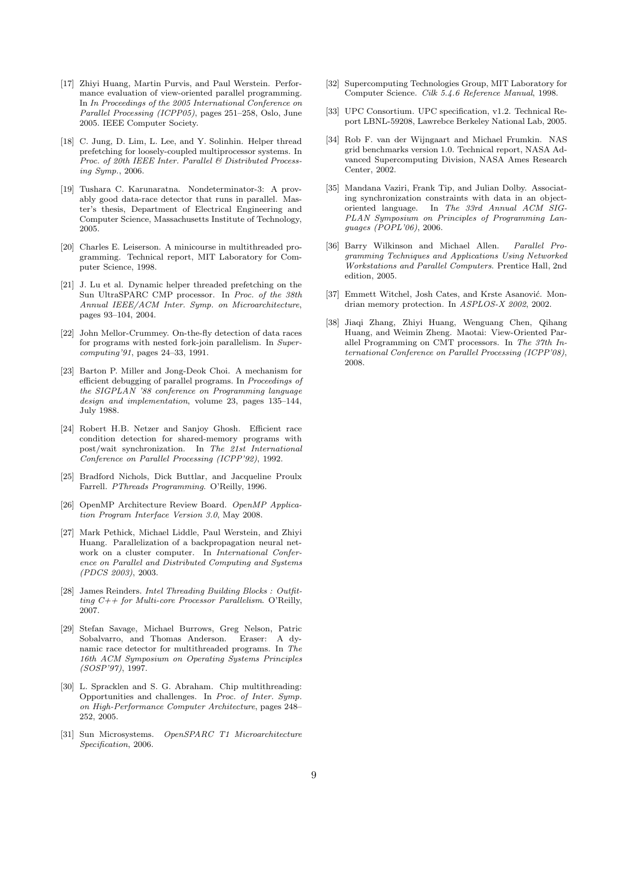[17] Zhiyi Huang, Martin Purvis, and Paul Werstein. Performance evaluation of view-oriented parallel programming. In *In Proceedings of the 2005 International Conference on Parallel Processing (ICPP05)*, pages 251–258, Oslo, June 2005. IEEE Computer Society.

[18] C. Jung, D. Lim, L. Lee, and Y. Solinhin. Helper thread prefetching for loosely-coupled multiprocessor systems. In *Proc. of 20th IEEE Inter. Parallel & Distributed Processing Symp.*, 2006.

[19] Tushara C. Karunaratna. Nondeterminator-3: A provably good data-race detector that runs in parallel. Master's thesis, Department of Electrical Engineering and Computer Science, Massachusetts Institute of Technology, 2005.

[20] Charles E. Leiserson. A minicourse in multithreaded programming. Technical report, MIT Laboratory for Computer Science, 1998.

[21] J. Lu et al. Dynamic helper threaded prefetching on the Sun UltraSPARC CMP processor. In *Proc. of the 38th Annual IEEE/ACM Inter. Symp. on Microarchitecture*, pages 93–104, 2004.

[22] John Mellor-Crummey. On-the-fly detection of data races for programs with nested fork-join parallelism. In *Supercomputing'91*, pages 24–33, 1991.

[23] Barton P. Miller and Jong-Deok Choi. A mechanism for efficient debugging of parallel programs. In *Proceedings of the SIGPLAN '88 conference on Programming language design and implementation*, volume 23, pages 135–144, July 1988.

[24] Robert H.B. Netzer and Sanjoy Ghosh. Efficient race condition detection for shared-memory programs with post/wait synchronization. In *The 21st International Conference on Parallel Processing (ICPP'92)*, 1992.

[25] Bradford Nichols, Dick Buttlar, and Jacqueline Proulx Farrell. *PThreads Programming*. O'Reilly, 1996.

[26] OpenMP Architecture Review Board. *OpenMP Application Program Interface Version 3.0*, May 2008.

[27] Mark Pethick, Michael Liddle, Paul Werstein, and Zhiyi Huang. Parallelization of a backpropagation neural network on a cluster computer. In *International Conference on Parallel and Distributed Computing and Systems (PDCS 2003)*, 2003.

[28] James Reinders. *Intel Threading Building Blocks : Outfitting C++ for Multi-core Processor Parallelism*. O'Reilly, 2007.

[29] Stefan Savage, Michael Burrows, Greg Nelson, Patric Sobalvarro, and Thomas Anderson. Eraser: A dynamic race detector for multithreaded programs. In *The 16th ACM Symposium on Operating Systems Principles (SOSP'97)*, 1997.

[30] L. Spracklen and S. G. Abraham. Chip multithreading: Opportunities and challenges. In *Proc. of Inter. Symp. on High-Performance Computer Architecture*, pages 248–252, 2005.

[31] Sun Microsystems. *OpenSPARC T1 Microarchitecture Specification*, 2006.

[32] Supercomputing Technologies Group, MIT Laboratory for Computer Science. *Cilk 5.4.6 Reference Manual*, 1998.

[33] UPC Consortium. UPC specification, v1.2. Technical Report LBNL-59208, Lawrebce Berkeley National Lab, 2005.

[34] Rob F. van der Wijngaart and Michael Frumkin. NAS grid benchmarks version 1.0. Technical report, NASA Advanced Supercomputing Division, NASA Ames Research Center, 2002.

[35] Mandana Vaziri, Frank Tip, and Julian Dolby. Associating synchronization constraints with data in an object-oriented language. In *The 33rd Annual ACM SIGPLAN Symposium on Principles of Programming Languages (POPL'06)*, 2006.

[36] Barry Wilkinson and Michael Allen. *Parallel Programming Techniques and Applications Using Networked Workstations and Parallel Computers*. Prentice Hall, 2nd edition, 2005.

[37] Emmett Witchel, Josh Cates, and Krste Asanović. Mondrian memory protection. In *ASPLOS-X 2002*, 2002.

[38] Jiaqi Zhang, Zhiyi Huang, Wenguang Chen, Qihang Huang, and Weimin Zheng. Maotai: View-Oriented Parallel Programming on CMT processors. In *The 37th International Conference on Parallel Processing (ICPP'08)*, 2008.